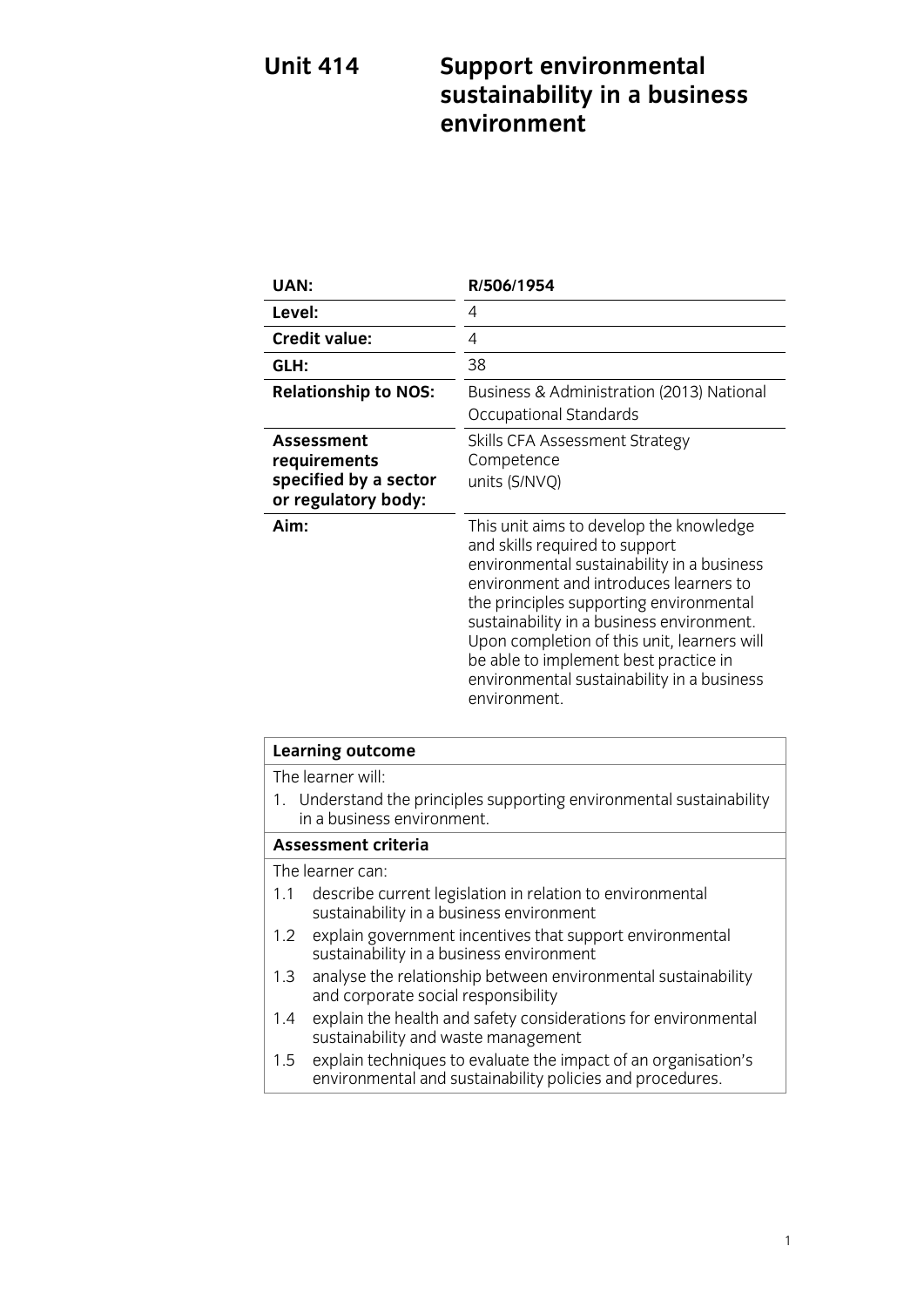# Unit 414 Support environmental sustainability in a business environment

| | |
|---|---|
| **UAN:** | **R/506/1954** |
| **Level:** | 4 |
| **Credit value:** | 4 |
| **GLH:** | 38 |
| **Relationship to NOS:** | Business & Administration (2013) National Occupational Standards |
| **Assessment requirements specified by a sector or regulatory body:** | Skills CFA Assessment Strategy Competence units (S/NVQ) |
| **Aim:** | This unit aims to develop the knowledge and skills required to support environmental sustainability in a business environment and introduces learners to the principles supporting environmental sustainability in a business environment. Upon completion of this unit, learners will be able to implement best practice in environmental sustainability in a business environment. |

| **Learning outcome** |
|---|
| The learner will: |
| 1. Understand the principles supporting environmental sustainability in a business environment. |
| **Assessment criteria** |
| The learner can: |
| 1.1 describe current legislation in relation to environmental sustainability in a business environment |
| 1.2 explain government incentives that support environmental sustainability in a business environment |
| 1.3 analyse the relationship between environmental sustainability and corporate social responsibility |
| 1.4 explain the health and safety considerations for environmental sustainability and waste management |
| 1.5 explain techniques to evaluate the impact of an organisation's environmental and sustainability policies and procedures. |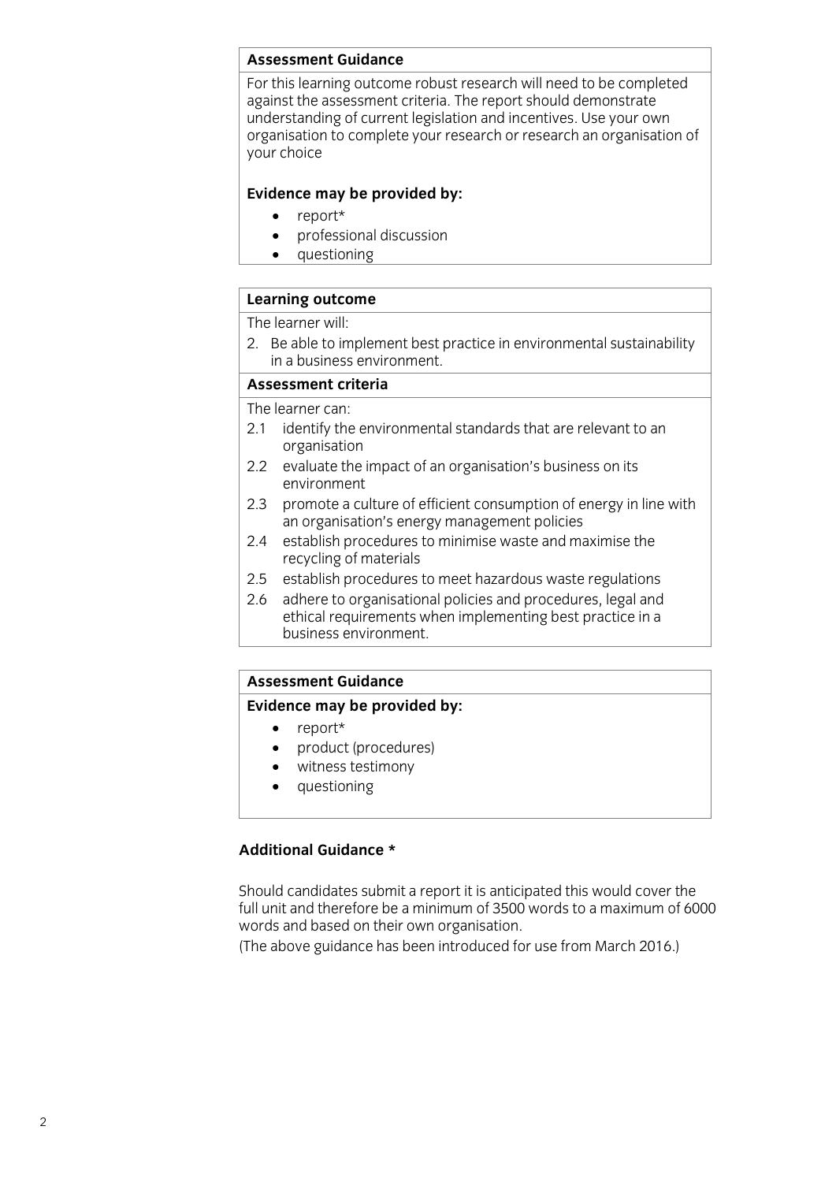**Assessment Guidance**

For this learning outcome robust research will need to be completed against the assessment criteria. The report should demonstrate understanding of current legislation and incentives. Use your own organisation to complete your research or research an organisation of your choice

**Evidence may be provided by:**

- report*
- professional discussion
- questioning

**Learning outcome**

The learner will:

2. Be able to implement best practice in environmental sustainability in a business environment.

**Assessment criteria**

The learner can:

2.1 identify the environmental standards that are relevant to an organisation

2.2 evaluate the impact of an organisation's business on its environment

2.3 promote a culture of efficient consumption of energy in line with an organisation's energy management policies

2.4 establish procedures to minimise waste and maximise the recycling of materials

2.5 establish procedures to meet hazardous waste regulations

2.6 adhere to organisational policies and procedures, legal and ethical requirements when implementing best practice in a business environment.

**Assessment Guidance**

**Evidence may be provided by:**

- report*
- product (procedures)
- witness testimony
- questioning

**Additional Guidance ***

Should candidates submit a report it is anticipated this would cover the full unit and therefore be a minimum of 3500 words to a maximum of 6000 words and based on their own organisation.

(The above guidance has been introduced for use from March 2016.)